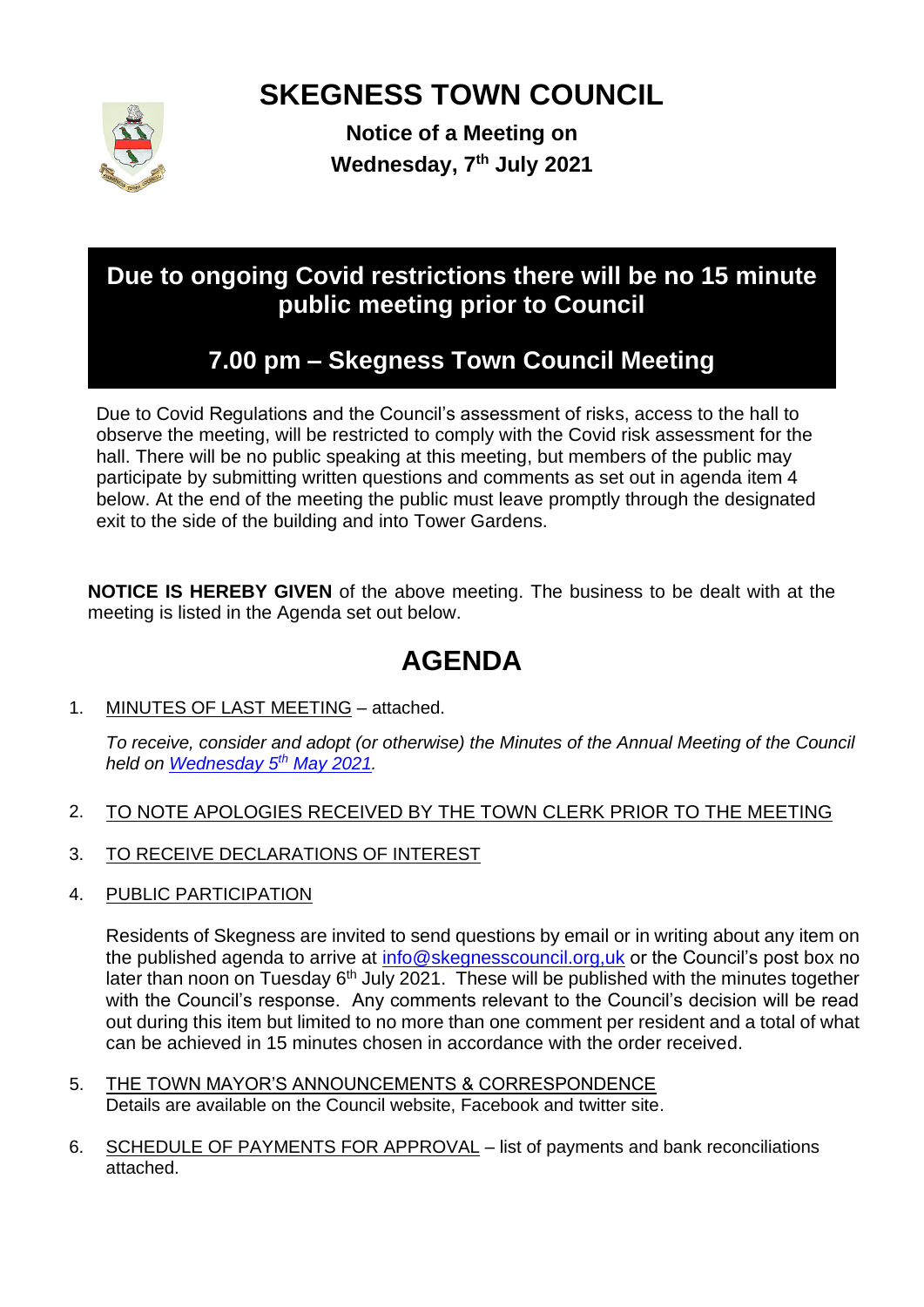# SKEGNESS TOWN COUNCIL

**Notice of a Meeting on**
**Wednesday, 7th July 2021**

## Due to ongoing Covid restrictions there will be no 15 minute public meeting prior to Council

## 7.00 pm – Skegness Town Council Meeting

Due to Covid Regulations and the Council's assessment of risks, access to the hall to observe the meeting, will be restricted to comply with the Covid risk assessment for the hall. There will be no public speaking at this meeting, but members of the public may participate by submitting written questions and comments as set out in agenda item 4 below. At the end of the meeting the public must leave promptly through the designated exit to the side of the building and into Tower Gardens.

**NOTICE IS HEREBY GIVEN** of the above meeting. The business to be dealt with at the meeting is listed in the Agenda set out below.

# AGENDA

1. MINUTES OF LAST MEETING – attached.

   *To receive, consider and adopt (or otherwise) the Minutes of the Annual Meeting of the Council held on Wednesday 5th May 2021.*

2. TO NOTE APOLOGIES RECEIVED BY THE TOWN CLERK PRIOR TO THE MEETING

3. TO RECEIVE DECLARATIONS OF INTEREST

4. PUBLIC PARTICIPATION

   Residents of Skegness are invited to send questions by email or in writing about any item on the published agenda to arrive at info@skegnesscouncil.org,uk or the Council's post box no later than noon on Tuesday 6th July 2021. These will be published with the minutes together with the Council's response. Any comments relevant to the Council's decision will be read out during this item but limited to no more than one comment per resident and a total of what can be achieved in 15 minutes chosen in accordance with the order received.

5. THE TOWN MAYOR'S ANNOUNCEMENTS & CORRESPONDENCE
   Details are available on the Council website, Facebook and twitter site.

6. SCHEDULE OF PAYMENTS FOR APPROVAL – list of payments and bank reconciliations attached.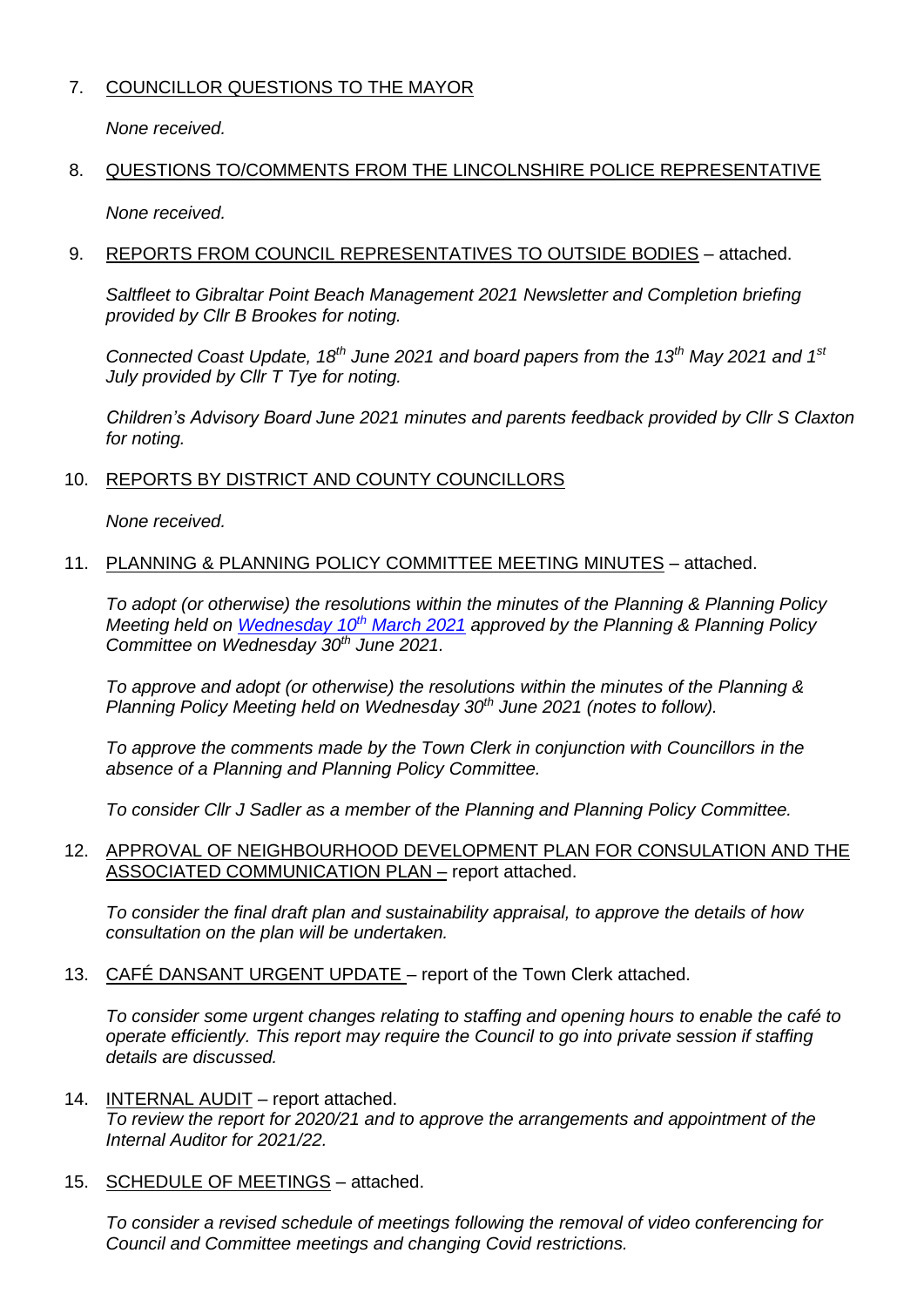7. <u>COUNCILLOR QUESTIONS TO THE MAYOR</u>

   *None received.*

8. <u>QUESTIONS TO/COMMENTS FROM THE LINCOLNSHIRE POLICE REPRESENTATIVE</u>

   *None received.*

9. <u>REPORTS FROM COUNCIL REPRESENTATIVES TO OUTSIDE BODIES</u> – attached.

   *Saltfleet to Gibraltar Point Beach Management 2021 Newsletter and Completion briefing provided by Cllr B Brookes for noting.*

   *Connected Coast Update, 18th June 2021 and board papers from the 13th May 2021 and 1st July provided by Cllr T Tye for noting.*

   *Children's Advisory Board June 2021 minutes and parents feedback provided by Cllr S Claxton for noting.*

10. <u>REPORTS BY DISTRICT AND COUNTY COUNCILLORS</u>

    *None received.*

11. <u>PLANNING & PLANNING POLICY COMMITTEE MEETING MINUTES</u> – attached.

    *To adopt (or otherwise) the resolutions within the minutes of the Planning & Planning Policy Meeting held on Wednesday 10th March 2021 approved by the Planning & Planning Policy Committee on Wednesday 30th June 2021.*

    *To approve and adopt (or otherwise) the resolutions within the minutes of the Planning & Planning Policy Meeting held on Wednesday 30th June 2021 (notes to follow).*

    *To approve the comments made by the Town Clerk in conjunction with Councillors in the absence of a Planning and Planning Policy Committee.*

    *To consider Cllr J Sadler as a member of the Planning and Planning Policy Committee.*

12. <u>APPROVAL OF NEIGHBOURHOOD DEVELOPMENT PLAN FOR CONSULATION AND THE ASSOCIATED COMMUNICATION PLAN –</u> report attached.

    *To consider the final draft plan and sustainability appraisal, to approve the details of how consultation on the plan will be undertaken.*

13. <u>CAFÉ DANSANT URGENT UPDATE</u> – report of the Town Clerk attached.

    *To consider some urgent changes relating to staffing and opening hours to enable the café to operate efficiently. This report may require the Council to go into private session if staffing details are discussed.*

14. <u>INTERNAL AUDIT</u> – report attached.
    *To review the report for 2020/21 and to approve the arrangements and appointment of the Internal Auditor for 2021/22.*

15. <u>SCHEDULE OF MEETINGS</u> – attached.

    *To consider a revised schedule of meetings following the removal of video conferencing for Council and Committee meetings and changing Covid restrictions.*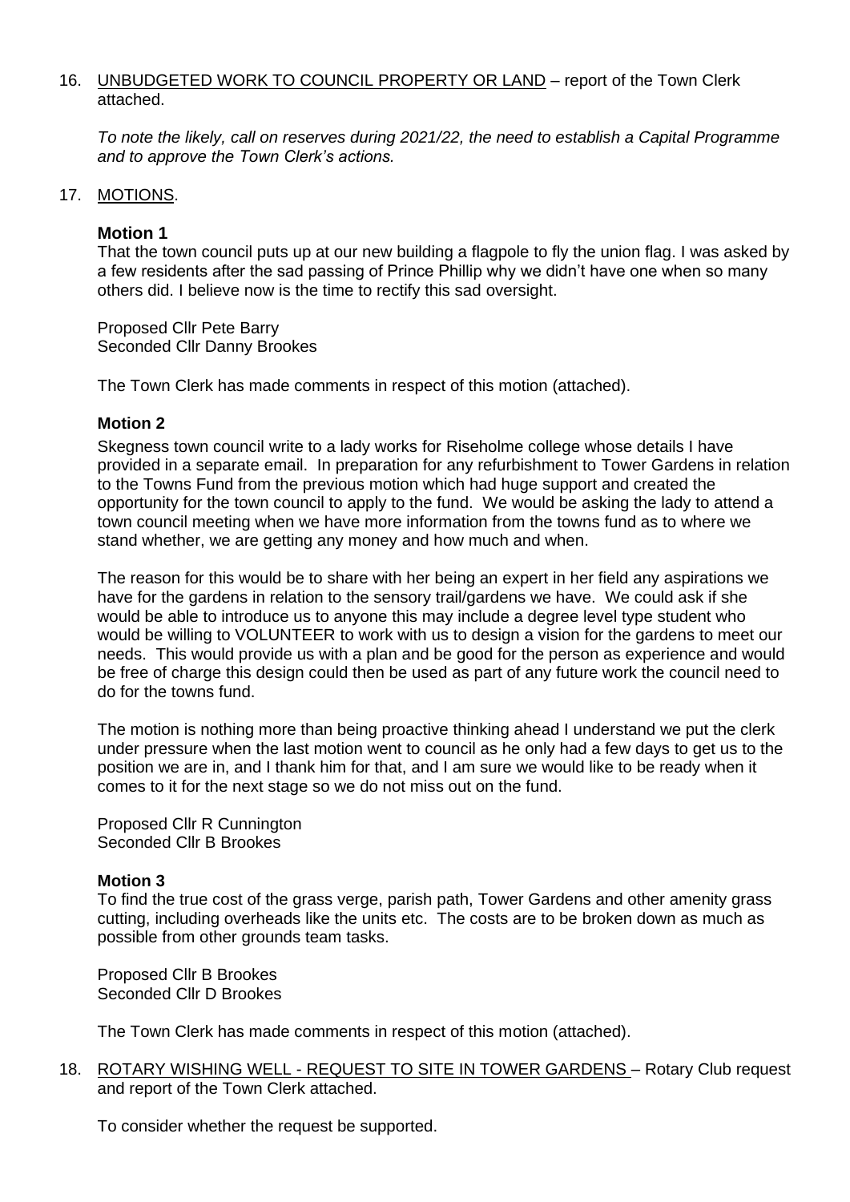16. UNBUDGETED WORK TO COUNCIL PROPERTY OR LAND – report of the Town Clerk attached.

    *To note the likely, call on reserves during 2021/22, the need to establish a Capital Programme and to approve the Town Clerk's actions.*

17. MOTIONS.

    **Motion 1**

    That the town council puts up at our new building a flagpole to fly the union flag. I was asked by a few residents after the sad passing of Prince Phillip why we didn't have one when so many others did. I believe now is the time to rectify this sad oversight.

    Proposed Cllr Pete Barry
    Seconded Cllr Danny Brookes

    The Town Clerk has made comments in respect of this motion (attached).

    **Motion 2**

    Skegness town council write to a lady works for Riseholme college whose details I have provided in a separate email. In preparation for any refurbishment to Tower Gardens in relation to the Towns Fund from the previous motion which had huge support and created the opportunity for the town council to apply to the fund. We would be asking the lady to attend a town council meeting when we have more information from the towns fund as to where we stand whether, we are getting any money and how much and when.

    The reason for this would be to share with her being an expert in her field any aspirations we have for the gardens in relation to the sensory trail/gardens we have. We could ask if she would be able to introduce us to anyone this may include a degree level type student who would be willing to VOLUNTEER to work with us to design a vision for the gardens to meet our needs. This would provide us with a plan and be good for the person as experience and would be free of charge this design could then be used as part of any future work the council need to do for the towns fund.

    The motion is nothing more than being proactive thinking ahead I understand we put the clerk under pressure when the last motion went to council as he only had a few days to get us to the position we are in, and I thank him for that, and I am sure we would like to be ready when it comes to it for the next stage so we do not miss out on the fund.

    Proposed Cllr R Cunnington
    Seconded Cllr B Brookes

    **Motion 3**

    To find the true cost of the grass verge, parish path, Tower Gardens and other amenity grass cutting, including overheads like the units etc. The costs are to be broken down as much as possible from other grounds team tasks.

    Proposed Cllr B Brookes
    Seconded Cllr D Brookes

    The Town Clerk has made comments in respect of this motion (attached).

18. ROTARY WISHING WELL - REQUEST TO SITE IN TOWER GARDENS – Rotary Club request and report of the Town Clerk attached.

    To consider whether the request be supported.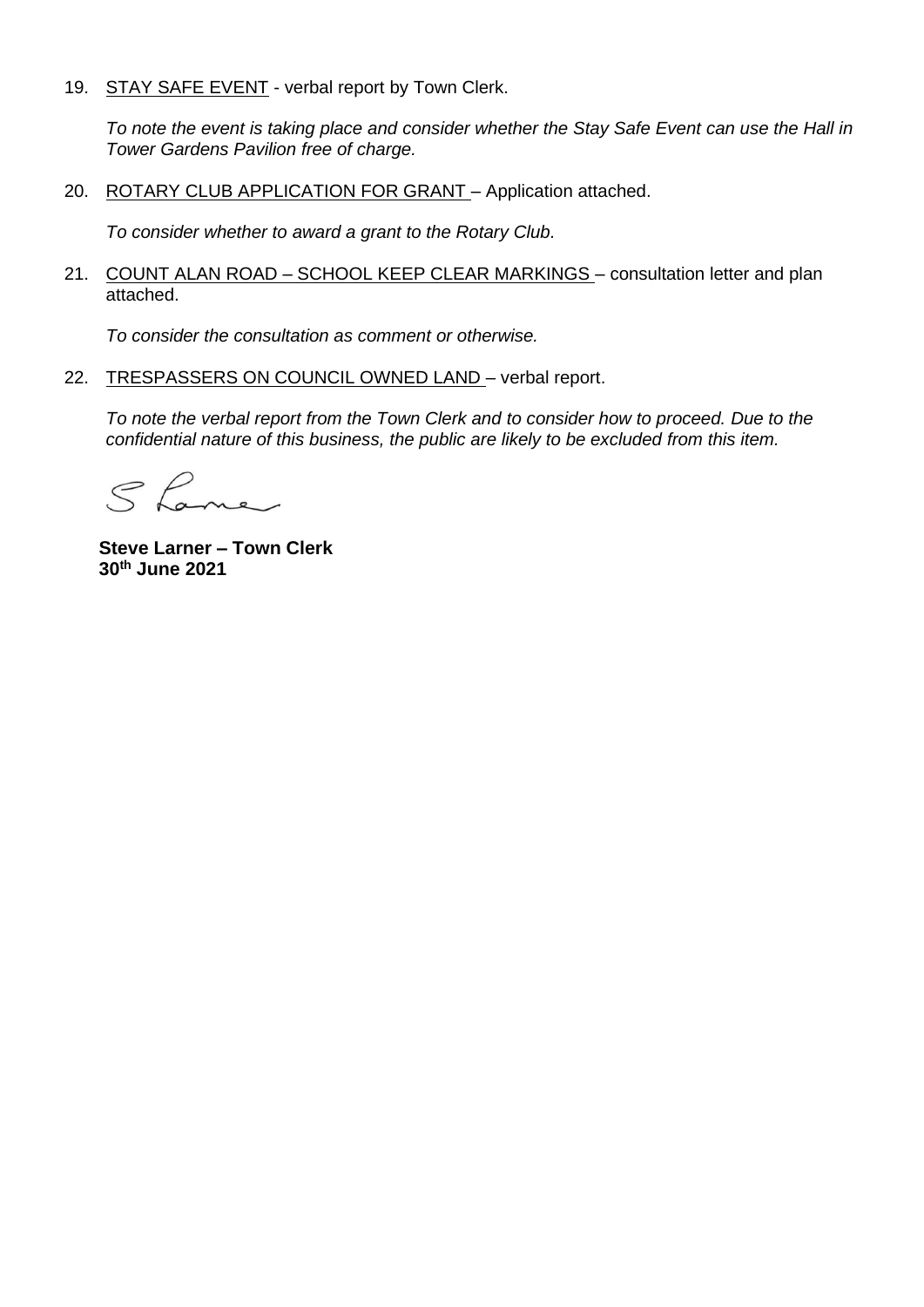19. STAY SAFE EVENT - verbal report by Town Clerk.

    *To note the event is taking place and consider whether the Stay Safe Event can use the Hall in Tower Gardens Pavilion free of charge.*

20. ROTARY CLUB APPLICATION FOR GRANT – Application attached.

    *To consider whether to award a grant to the Rotary Club.*

21. COUNT ALAN ROAD – SCHOOL KEEP CLEAR MARKINGS – consultation letter and plan attached.

    *To consider the consultation as comment or otherwise.*

22. TRESPASSERS ON COUNCIL OWNED LAND – verbal report.

    *To note the verbal report from the Town Clerk and to consider how to proceed. Due to the confidential nature of this business, the public are likely to be excluded from this item.*

S Larner

**Steve Larner – Town Clerk**
**30th June 2021**